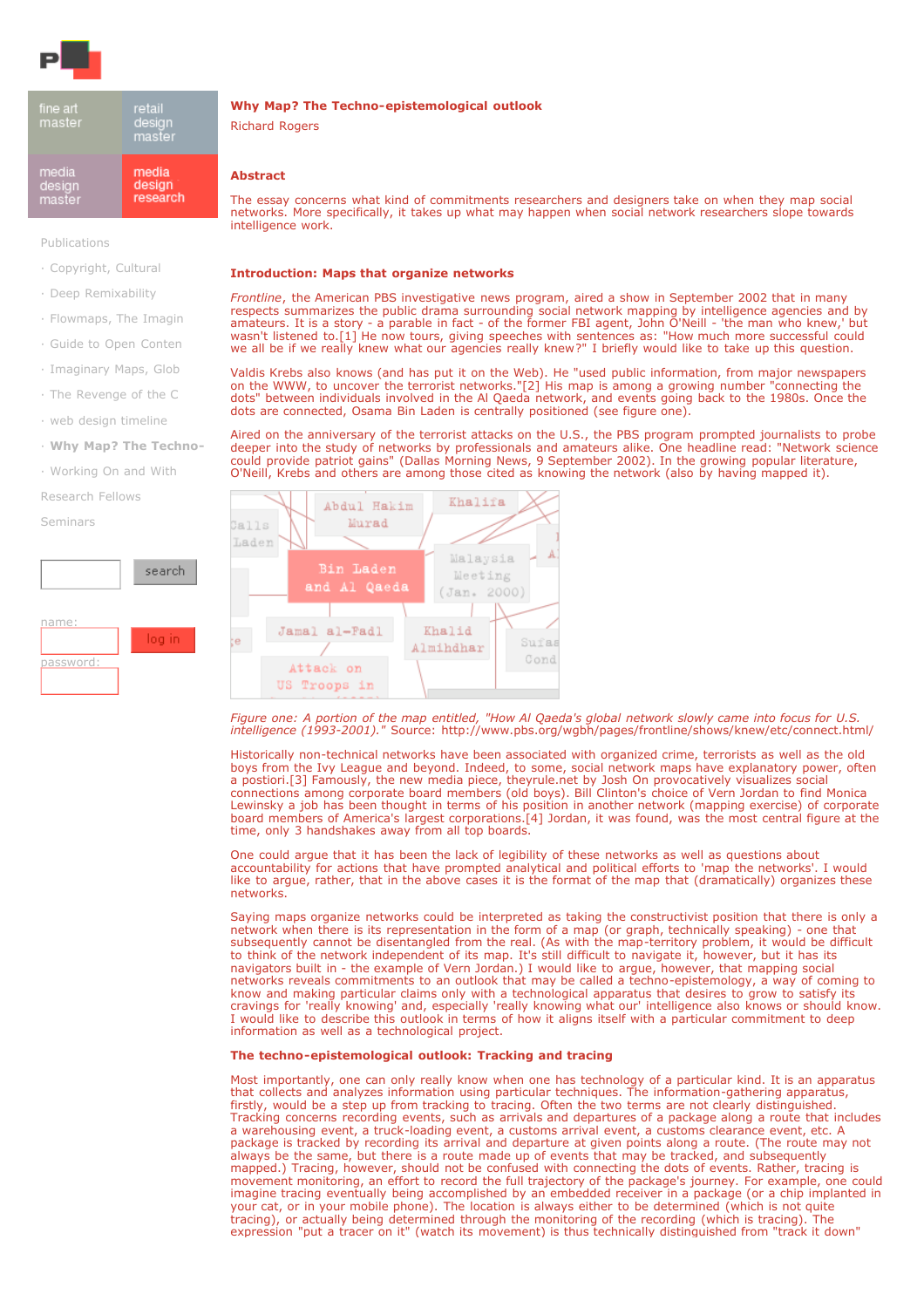## Why Map? The Techno-epistemological outlook

Richard Rogers

### Abstract

The essay concerns what kind of commitments researchers and designers take on when they map social networks. More specifically, it takes up what may happen when social network researchers slope towards intelligence work.

### Introduction: Maps that organize networks

*Frontline*, the American PBS investigative news program, aired a show in September 2002 that in many respects summarizes the public drama surrounding social network mapping by intelligence agencies and by amateurs. It is a story - a parable in fact - of the former FBI agent, John O'Neill - 'the man who knew,' but wasn't listened to.[1] He now tours, giving speeches with sentences as: "How much more successful could we all be if we really knew what our agencies really knew?" I briefly would like to take up this question.

Valdis Krebs also knows (and has put it on the Web). He "used public information, from major newspapers on the WWW, to uncover the terrorist networks."[2] His map is among a growing number "connecting the dots" between individuals involved in the Al Qaeda network, and events going back to the 1980s. Once the dots are connected, Osama Bin Laden is centrally positioned (see figure one).

Aired on the anniversary of the terrorist attacks on the U.S., the PBS program prompted journalists to probe deeper into the study of networks by professionals and amateurs alike. One headline read: "Network science could provide patriot gains" (Dallas Morning News, 9 September 2002). In the growing popular literature, O'Neill, Krebs and others are among those cited as knowing the network (also by having mapped it).

*Figure one: A portion of the map entitled, "How Al Qaeda's global network slowly came into focus for U.S. intelligence (1993-2001)."* Source: http://www.pbs.org/wgbh/pages/frontline/shows/knew/etc/connect.html/

Historically non-technical networks have been associated with organized crime, terrorists as well as the old boys from the Ivy League and beyond. Indeed, to some, social network maps have explanatory power, often a postiori.[3] Famously, the new media piece, theyrule.net by Josh On provocatively visualizes social connections among corporate board members (old boys). Bill Clinton's choice of Vern Jordan to find Monica Lewinsky a job has been thought in terms of his position in another network (mapping exercise) of corporate board members of America's largest corporations.[4] Jordan, it was found, was the most central figure at the time, only 3 handshakes away from all top boards.

One could argue that it has been the lack of legibility of these networks as well as questions about accountability for actions that have prompted analytical and political efforts to 'map the networks'. I would like to argue, rather, that in the above cases it is the format of the map that (dramatically) organizes these networks.

Saying maps organize networks could be interpreted as taking the constructivist position that there is only a network when there is its representation in the form of a map (or graph, technically speaking) - one that subsequently cannot be disentangled from the real. (As with the map-territory problem, it would be difficult to think of the network independent of its map. It's still difficult to navigate it, however, but it has its navigators built in - the example of Vern Jordan.) I would like to argue, however, that mapping social networks reveals commitments to an outlook that may be called a techno-epistemology, a way of coming to know and making particular claims only with a technological apparatus that desires to grow to satisfy its cravings for 'really knowing' and, especially 'really knowing what our' intelligence also knows or should know. I would like to describe this outlook in terms of how it aligns itself with a particular commitment to deep information as well as a technological project.

### The techno-epistemological outlook: Tracking and tracing

Most importantly, one can only really know when one has technology of a particular kind. It is an apparatus that collects and analyzes information using particular techniques. The information-gathering apparatus, firstly, would be a step up from tracking to tracing. Often the two terms are not clearly distinguished. Tracking concerns recording events, such as arrivals and departures of a package along a route that includes a warehousing event, a truck-loading event, a customs arrival event, a customs clearance event, etc. A package is tracked by recording its arrival and departure at given points along a route. (The route may not always be the same, but there is a route made up of events that may be tracked, and subsequently mapped.) Tracing, however, should not be confused with connecting the dots of events. Rather, tracing is movement monitoring, an effort to record the full trajectory of the package's journey. For example, one could imagine tracing eventually being accomplished by an embedded receiver in a package (or a chip implanted in your cat, or in your mobile phone). The location is always either to be determined (which is not quite tracing), or actually being determined through the monitoring of the recording (which is tracing). The expression "put a tracer on it" (watch its movement) is thus technically distinguished from "track it down"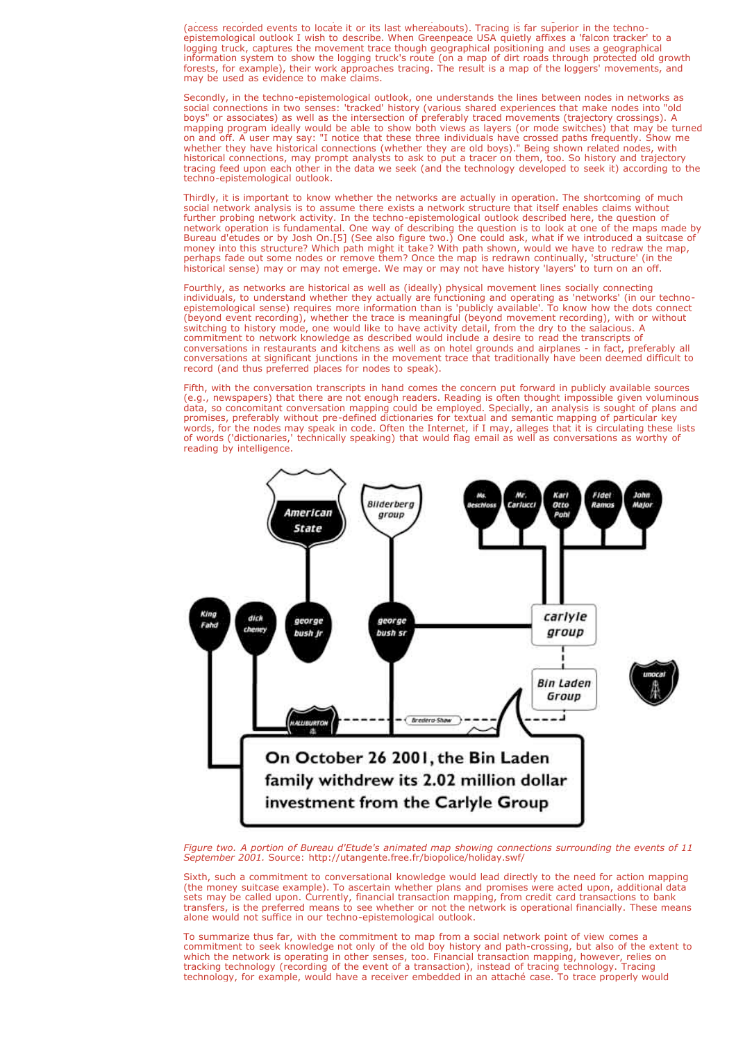(access recorded events to locate it or its last whereabouts). Tracing is far superior in the techno-epistemological outlook I wish to describe. When Greenpeace USA quietly affixes a 'falcon tracker' to a logging truck, captures the movement trace though geographical positioning and uses a geographical information system to show the logging truck's route (on a map of dirt roads through protected old growth forests, for example), their work approaches tracing. The result is a map of the loggers' movements, and may be used as evidence to make claims.

Secondly, in the techno-epistemological outlook, one understands the lines between nodes in networks as social connections in two senses: 'tracked' history (various shared experiences that make nodes into "old boys" or associates) as well as the intersection of preferably traced movements (trajectory crossings). A mapping program ideally would be able to show both views as layers (or mode switches) that may be turned on and off. A user may say: "I notice that these three individuals have crossed paths frequently. Show me whether they have historical connections (whether they are old boys)." Being shown related nodes, with historical connections, may prompt analysts to ask to put a tracer on them, too. So history and trajectory tracing feed upon each other in the data we seek (and the technology developed to seek it) according to the techno-epistemological outlook.

Thirdly, it is important to know whether the networks are actually in operation. The shortcoming of much social network analysis is to assume there exists a network structure that itself enables claims without further probing network activity. In the techno-epistemological outlook described here, the question of network operation is fundamental. One way of describing the question is to look at one of the maps made by Bureau d'etudes or by Josh On.[5] (See also figure two.) One could ask, what if we introduced a suitcase of money into this structure? Which path might it take? With path shown, would we have to redraw the map, perhaps fade out some nodes or remove them? Once the map is redrawn continually, 'structure' (in the historical sense) may or may not emerge. We may or may not have history 'layers' to turn on an off.

Fourthly, as networks are historical as well as (ideally) physical movement lines socially connecting individuals, to understand whether they actually are functioning and operating as 'networks' (in our techno-epistemological sense) requires more information than is 'publicly available'. To know how the dots connect (beyond event recording), whether the trace is meaningful (beyond movement recording), with or without switching to history mode, one would like to have activity detail, from the dry to the salacious. A commitment to network knowledge as described would include a desire to read the transcripts of conversations in restaurants and kitchens as well as on hotel grounds and airplanes - in fact, preferably all conversations at significant junctions in the movement trace that traditionally have been deemed difficult to record (and thus preferred places for nodes to speak).

Fifth, with the conversation transcripts in hand comes the concern put forward in publicly available sources (e.g., newspapers) that there are not enough readers. Reading is often thought impossible given voluminous data, so concomitant conversation mapping could be employed. Specially, an analysis is sought of plans and promises, preferably without pre-defined dictionaries for textual and semantic mapping of particular key words, for the nodes may speak in code. Often the Internet, if I may, alleges that it is circulating these lists of words ('dictionaries,' technically speaking) that would flag email as well as conversations as worthy of reading by intelligence.

*Figure two. A portion of Bureau d'Etude's animated map showing connections surrounding the events of 11 September 2001. Source: http://utangente.free.fr/biopolice/holiday.swf/*

Sixth, such a commitment to conversational knowledge would lead directly to the need for action mapping (the money suitcase example). To ascertain whether plans and promises were acted upon, additional data sets may be called upon, too. Currently, financial transaction mapping, from credit card transactions to bank transfers, is the preferred means to see whether or not the network is operational financially. These means alone would not suffice in our techno-epistemological outlook.

To summarize thus far, with the commitment to map from a social network point of view comes a commitment to seek knowledge not only of the old boy history and path-crossing, but also of the extent to which the network is operating in other senses, too. Financial transaction mapping, however, relies on tracking technology (recording of the event of a transaction), instead of tracing technology. Tracing technology, for example, would have a receiver embedded in an attaché case. To trace properly would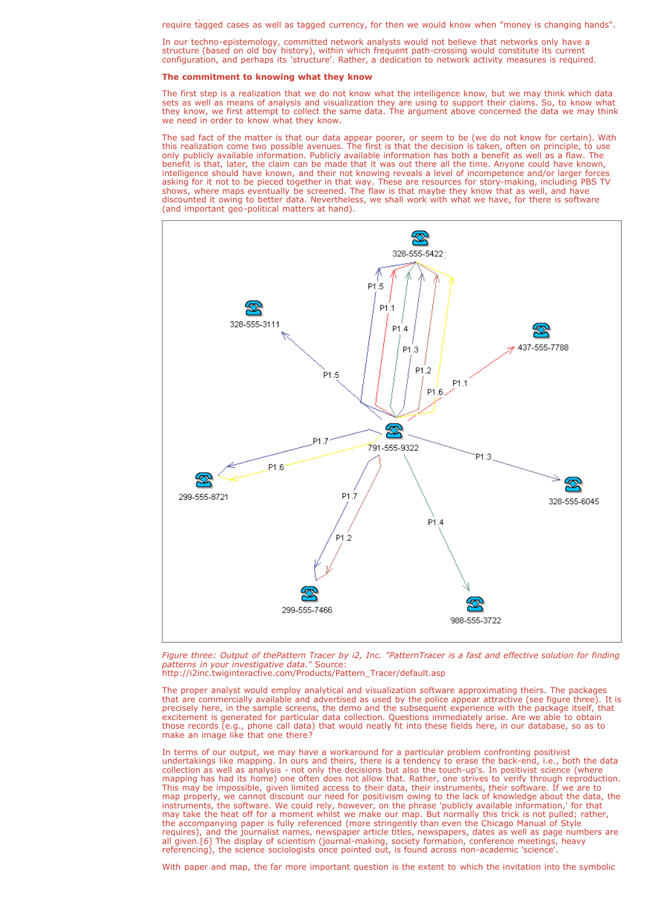require tagged cases as well as tagged currency, for then we would know when "money is changing hands".

In our techno-epistemology, committed network analysts would not believe that networks only have a structure (based on old boy history), within which frequent path-crossing would constitute its current configuration, and perhaps its 'structure'. Rather, a dedication to network activity measures is required.

**The commitment to knowing what they know**

The first step is a realization that we do not know what the intelligence know, but we may think which data sets as well as means of analysis and visualization they are using to support their claims. So, to know what they know, we first attempt to collect the same data. The argument above concerned the data we may think we need in order to know what they know.

The sad fact of the matter is that our data appear poorer, or seem to be (we do not know for certain). With this realization come two possible avenues. The first is that the decision is taken, often on principle, to use only publicly available information. Publicly available information has both a benefit as well as a flaw. The benefit is that, later, the claim can be made that it was out there all the time. Anyone could have known, intelligence should have known, and their not knowing reveals a level of incompetence and/or larger forces asking for it not to be pieced together in that way. These are resources for story-making, including PBS TV shows, where maps eventually be screened. The flaw is that maybe they know that as well, and have discounted it owing to better data. Nevertheless, we shall work with what we have, for there is software (and important geo-political matters at hand).

*Figure three: Output of thePattern Tracer by i2, Inc. "PatternTracer is a fast and effective solution for finding patterns in your investigative data."* Source: http://i2inc.twiginteractive.com/Products/Pattern_Tracer/default.asp

The proper analyst would employ analytical and visualization software approximating theirs. The packages that are commercially available and advertised as used by the police appear attractive (see figure three). It is precisely here, in the sample screens, the demo and the subsequent experience with the package itself, that excitement is generated for particular data collection. Questions immediately arise. Are we able to obtain those records (e.g., phone call data) that would neatly fit into these fields here, in our database, so as to make an image like that one there?

In terms of our output, we may have a workaround for a particular problem confronting positivist undertakings like mapping. In ours and theirs, there is a tendency to erase the back-end, i.e., both the data collection as well as analysis - not only the decisions but also the touch-up's. In positivist science (where mapping has had its home) one often does not allow that. Rather, one strives to verify through reproduction. This may be impossible, given limited access to their data, their instruments, their software. If we are to map properly, we cannot discount our need for positivism owing to the lack of knowledge about the data, the instruments, the software. We could rely, however, on the phrase 'publicly available information,' for that may take the heat off for a moment whilst we make our map. But normally this trick is not pulled; rather, the accompanying paper is fully referenced (more stringently than even the Chicago Manual of Style requires), and the journalist names, newspaper article titles, newspapers, dates as well as page numbers are all given.[6] The display of scientism (journal-making, society formation, conference meetings, heavy referencing), the science sociologists once pointed out, is found across non-academic 'science'.

With paper and map, the far more important question is the extent to which the invitation into the symbolic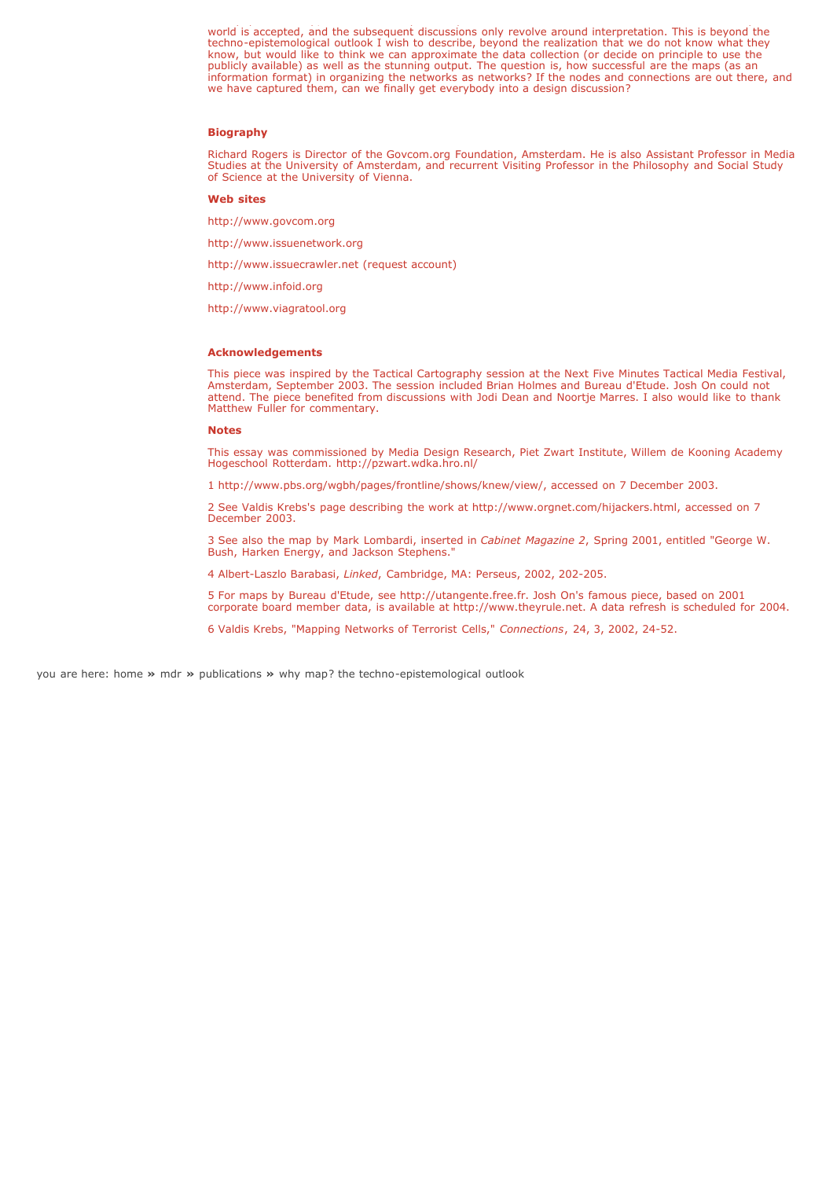world is accepted, and the subsequent discussions only revolve around interpretation. This is beyond the techno-epistemological outlook I wish to describe, beyond the realization that we do not know what they know, but would like to think we can approximate the data collection (or decide on principle to use the publicly available) as well as the stunning output. The question is, how successful are the maps (as an information format) in organizing the networks as networks? If the nodes and connections are out there, and we have captured them, can we finally get everybody into a design discussion?

### Biography

Richard Rogers is Director of the Govcom.org Foundation, Amsterdam. He is also Assistant Professor in Media Studies at the University of Amsterdam, and recurrent Visiting Professor in the Philosophy and Social Study of Science at the University of Vienna.

### Web sites

http://www.govcom.org

http://www.issuenetwork.org

http://www.issuecrawler.net (request account)

http://www.infoid.org

http://www.viagratool.org

### Acknowledgements

This piece was inspired by the Tactical Cartography session at the Next Five Minutes Tactical Media Festival, Amsterdam, September 2003. The session included Brian Holmes and Bureau d'Etude. Josh On could not attend. The piece benefited from discussions with Jodi Dean and Noortje Marres. I also would like to thank Matthew Fuller for commentary.

### Notes

This essay was commissioned by Media Design Research, Piet Zwart Institute, Willem de Kooning Academy Hogeschool Rotterdam. http://pzwart.wdka.hro.nl/

1 http://www.pbs.org/wgbh/pages/frontline/shows/knew/view/, accessed on 7 December 2003.

2 See Valdis Krebs's page describing the work at http://www.orgnet.com/hijackers.html, accessed on 7 December 2003.

3 See also the map by Mark Lombardi, inserted in *Cabinet Magazine 2*, Spring 2001, entitled "George W. Bush, Harken Energy, and Jackson Stephens."

4 Albert-Laszlo Barabasi, *Linked*, Cambridge, MA: Perseus, 2002, 202-205.

5 For maps by Bureau d'Etude, see http://utangente.free.fr. Josh On's famous piece, based on 2001 corporate board member data, is available at http://www.theyrule.net. A data refresh is scheduled for 2004.

6 Valdis Krebs, "Mapping Networks of Terrorist Cells," *Connections*, 24, 3, 2002, 24-52.

you are here: home » mdr » publications » why map? the techno-epistemological outlook